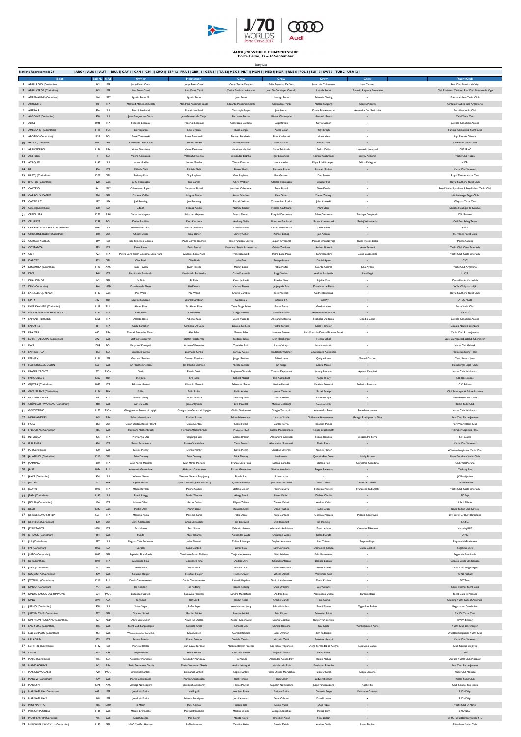# AUDI J/70 WORLD CHAMPIONSHIP
## Porto Cervo, 12 – 16 September

Entry List

**Nations Represented: 24** | ARG 4 | AUS 1 | AUT 1 | BRA 6| CAY 1 | CAN 1 |CHI 1| CRO 1| ESP 12 | FRA 6 | GBR 11 | GER 31 | ITA 32| MEX 1| MLT 1| MON 8 | NED 5| NOR 1| RUS 6 | POL 3 | SUI 13 | SWE 3 | TUR 2 | USA 12 |

| | Boat | Sail N. | NAT | Owner | Helmsman | Crew | Crew | Crew | Crew | Yacht Club |
|---|---|---|---|---|---|---|---|---|---|---|
| 1 | ABRIL ROJO (Corinthian) | 663 | ESP | Jorge Perez Canal | Jorge Perez Canal | Cesar Torres Vasquez | Pablo Espinoza De Soto | José Luis Colmenero | Iago Carrera | Real Club Nautico de Vigo |
| 2 | ABRIL VERDE (Corinthian) | 665 | ESP | Luis Perez Canal | Luis Perez Canal | Carlos San Martin Alvarez | Juan De Carnegas Carvallo | Luis da Rocha | Eduardo Reguera Fernandez | Club Maritimo Canido / Real Club Nautico de Vigo |
| 3 | ADRENALINE (Corinthian) | 164 | MEX | Ignacio Perez M. | Ignacio Perez | Juan Perez | Santiago Perez | Edoardo Ostling | - | Puerto Vallarta Yacht Club |
| 4 | AFRODITE | 88 | ITA | Manfredi Mancinelli Scotti | Manfredi Mancinelli Scotti | Edoardo Mancinelli Scotti | Alessandro Franzi | Matteo Savignani | Allegra Mearini | Circolo Nautico Vela Argentario |
| 5 | AGERA 3 | 976 | SUI | Fredrik Hedlund | Fredrik Hedlund | Christoph Burger | José Hermo | Daniel Bauermeister | Alessandra De Marchi/ular | Buchillon Yacht Club |
| 6 | ALGOINE (Corinthian) | 920 | SUI | Jean-François de Cerjat | Jean-François de Cerjat | Bertrand Roman | Ribaux Christophe | Hermosil Mathias | - | CVN Yacht Club |
| 7 | ALICE | 1046 | ITA | Federico Leproux | Federico Leproux | Giancarlo Catalano | Luigi Ravioli | Nevio Sabadin | - | Circolo Canottieri Aniene |
| 8 | AMEERA JET(Corinthian) | 1119 | TUR | Emir Icgoren | Emir Icgoren | Burak Zengin | Arras Cinar | Yigit Eroglu | - | Türkiye Açıkdeniz Yacht Club |
| 9 | APOTEX (Corinthian) | 1138 | POL | Pawel Tarnowski | Pawel Tarnowski | Tomasz Barkiewicz | Piotr Kucharski | Lukasz Iwner | - | Liga Morska Gliwice |
| 10 | ARGO (Corinthian) | 804 | GER | Chiemsee Yacht Club | Leopold Fricke | Christoph Müller | Moritz Fricke | Simon Tripp | - | Chiemsee Yacht Club |
| 11 | ARRIVEDERCI | 1186 | BRA | Victor Demaison | Victor Demaison | Henrique Haddad | Mario Trindade | Pedro Côrtes | Leonardo Lombardi | ICRS / RYC |
| 12 | ARTTUBE | 1 | RUS | Valeria Kovalenko | Valeria Kovalenko | Alexander Bozhko | Igor Lisovenko | Roman Kostantinov | Sergey Avdonin | Yacht Club Russia |
| 13 | ATAQUE! | 1142 | SUI | Lorenz Mueller | Lorenz Mueller | Timon Kausche | Jens Kausche | Edgar Rothlisberger | Felicia Pellegrini | Y.C.B. |
| 14 | B2 | 906 | ITA | Michele Galli | Michele Galli | Pietro Sibello | Salvatore Pavoni | Manuel Modena | - | Yacht Club Sanremo |
| 15 | BABY J (Corinthian) | 1207 | GBR | Anthony Esse | Guy Stephens | Guy Stephens | Ben Gratton | Dan Brown | - | Royal Thames Yacht Club |
| 16 | BRUTUS (Corinthian) | 828 | GBR | C. C. Thompson | Sam Carter | Chris Webber | Charles Thompson | Alastair Hall | - | Royal Southern Yacht Club |
| 17 | CALYPSO | 441 | MLT | Calascione / Ripard | Sebastian Ripard | Jonathan Calascione | Tom Ripard | Dave Kohler | - | Royal Yacht Squadron & Royal Malta Yacht Club |
| 18 | CARROUX CAFFEE | 774 | GER | Carroux Caffee | Magnus Simon | Anton Schröder | Finn Olsen | Yoram Zomors | - | Mühlenberger Segel-Club |
| 19 | CATAPULT | 187 | USA | Joel Ronning | Joel Ronning | Patrick Wilson | Christopher Stocke | John Kostecki | - | Wayzata Yacht Club |
| 20 | CeE.ch(Corinthian) | 838 | SUI | CeE.ch | Nicolas Anklin | Mathieu Fischer | Nicolas Kauffmann | Marc Stern | - | Société Nautique de Genève |
| 21 | CEBOLLITA | 1270 | ARG | Sebastian Halpern | Sebastian Halpern | Franco Moretti | Ezequiel Despontin | Pablo Despontin | Santiago Despontin | CN Mendoza |
| 22 | CELLFAST | 1238 | POL | Dalius Ruchlina | Piotr Kedziora | Andrzej Stabik | Boleslaw Pochicki | Michal Komarzeczek | Maciej Witaszewski | Cell Fast Sailing Team |
| 23 | CER APROTEC- VILLA DE GENEVE | 1043 | SUI | Nelson Mettraux | Nelson Mettraux | Cedet Mathieu | Carretterro Florian | Cassis Victor | - | S.N.G. |
| 24 | CHRISTINE ROBIN (Corinthian) | 898 | USA | Christy Usher | Tracy Usher | Christy Usher | Michael Bishop | Jon Andron | - | St. Francis Yacht Club |
| 25 | CORREA KESSLER | 859 | ESP | Jose Francisco Correa | Paula Correa Sanchez | Jose Francisco Correa | Joaquin Arrengot | Manuel Jimenez Frago | Javier Iglesias Borja | Marina Curulla |
| 26 | COSTANZA | 889 | ITA | Paolo Scerni | Paolo Scerni | Federico Martin Armanasco | Gabrio Zandona | Andrea Busiani | Aero Bettoni | Yacht Club Costa Smeralda |
| 27 | CU-J | 723 | ITA | Pietro Loro Piana/ Giacomo Loro Piana | Giacomo Loro Piana | Francesco Ivaldi | Pietro Loro Piana | Tommaso Bert | Giulio Zappacosta | Yacht Club Costa Smeralda |
| 28 | DARCEY | 933 | GBR | Clive Bush | Clive Bush | John Pink | George Hanas | Daniel Ayton | - | CYC |
| 29 | DINAMITA (Corinthian) | 1190 | ARG | Javier Tavella | Javier Tavella | Martin Bodas | Pablo Maffei | Ricardo Galarce | Julio Aylion | Yacht Club Argentino |
| 30 | DIVA | 948 | ITA | Ferdinando Battistella | Ferdinando Battistella | Carlo Fracassoli | Leggi Stefano | Andrea Battistella | Lisa Faggi | U.V.M. |
| 31 | DRAUIONDE | 142 | GER | Pit Finis | Pit Finis | Karol Jablonski | Frieder Nee | Michie Vass | - | Duesseldorfer Yachtclub |
| 32 | DRV (Corinthian) | 964 | NED | David van de Plasse | Bas Pieters | Vincent Pieters | Janpaap de Baar | David van de Plasse | - | WSV Walphaartsdijk |
| 33 | EAT, SLEEP, J, REPEAT | 1127 | GBR | Paul Ward | Paul Ward | Charlie Cumbley | Pete Mitchell | Cedric Bontemps | - | Royal Southern Yacht Club |
| 34 | EJP 14 | 722 | FRA | Laurent Sambron | Laurent Sambron | Guilbeau S. | Jaffrezic J.Y. | Tinel Ply | - | ATLC YCLB |
| 35 | EKER KAYMAK (Corinthian) | 1118 | TUR | Ahmet Eker | N. Ahmet Eker | Yasar Dogu Aribas | Burak Baran | Gokhan Kiraz | - | Bursa Yacht Club |
| 36 | ENDORFINA MACHINE TOOLS | 1185 | ITA | Dean Bassi | Dean Bassi | Diego Paoletti | Mauro Parladori | Alessandro Bonifacio | - | S.V.B.G. |
| 37 | ENFANT TERRIBLE | 1256 | ITA | Alberto Rossi | Alberto Rossi | Vasco Vascotto | Alessandro Bonato | Nicholas Del Ferro | Claudio Celon | Circolo Canottieri Aniene |
| 38 | ENJOY 1.0 | 261 | ITA | Carlo Tomelleri | Umberto De Luca | Daniele De Luca | Pietro Sartori | Carlo Tomelleri | - | Circolo Nautico Brenzone |
| 39 | ERA ORA | 650 | BRA | Manoel Bermudez Munoz | Alan Adler | Mateus Adler | Marcelo Ferreira | Luis Eduardo Duarte/Ricardo Emmel | - | Yacht Club Rio de Janeiro |
| 40 | ESPRIT D'EQUIPE (Corinthian) | 292 | GER | Steffen Hessberger | Steffen Hessberger | Frederik Schatl | Sven Hessberger | Henrik Schatl | - | Segel un Meotorbootclub Überlingen |
| 41 | EWA | 1089 | POL | Krzysztof Krempeć | Krzysztof Krempeć | Tomislav Basic | Stepan Vitalyc | Ivan Ivanakovic | - | Yacht Club Gdansk |
| 42 | FANTASTICA | 312 | RUS | Lanfranco Cirillo | Lanfranco Cirillo | Borisov Aleksei | Krutskikh Vladimir | Chychenova Aleksandra | - | Fantastica Sailing Team |
| 43 | FERMAX | 1121 | ESP | Gustavo Martinez | Gustavo Martinez | Jorge Martinez | Pablo Lucan | Quique Lusse | Manuel Carrion | Club Nautico Javea |
| 44 | FLENSBURGER DEERN | 658 | GER | Jan Hauche Erichsen | Jan Hauche Erichsen | Nicola Boniface | Jan Frigge | Cedric Menzel | - | Flensburger Segel -Club |
| 45 | FRASER YACHTS | 732 | MON | Pierrik Devic | Pierrik Devic | Stephane Christidis | Thomas Deplesque | Jeremy Mouttout | Agenor Zampieri | Yacht Club de Monaco |
| 46 | FRIPOUILLE 3 | 1207 | FRA | Eric Jacta | Robert Mercati | Eric Kosradinet | Roger St Cry | | | S.R. Rochelaises |
| 47 | GIJETTA (Corinthian) | 1085 | ITA | Edoardo Meroni | Edoardo Meroni | Sebastian Meroni | Davide Ferrari | Fabrizio Provenzi | Federico Fornasari | C.V. Bellano |
| 48 | GIVE ME FIVE (Corinthian) | 1126 | FRA | Follin | Follin Robin | Follin Adrian | Lapeaw Timothé | Michel Emeryc | - | Club Nautique de Sainte Maxime |
| 49 | GOLDEN WING | 83 | RUS | Shunin Dmitry | Shunin Dmitry | Odintsay Danil | Markov Artem | Larionan Egor | - | Konakovo River Club |
| 50 | GRÜN SOFTWARE AG (Corinthian) | 468 | GER | GER 76 GbR | Jens Ahlgrimm | Erik Powileit | Mathias Gadinnge | Stephan Müller | - | Berlin Yacht Club |
| 51 | G-SPOTTINO | 1172 | MON | Giangiacomo Serena di Lapigio | Giangiacomo Serena di Lapigio | Giulio Desiderato | Giorgio Tortorolo | Alessandro Franci | Benedetta Iuvane | Yacht Club de Monaco |
| 52 | HIGHLANDERS | 649 | BRA | Selmo Nissenbaum | Markos Soares | Selmo Nissenbaum | Ricardo Stable | Guilherme Hamelmann | Georgia Rodrigues da Silva | Iate Club Rio de Janeiro |
| 53 | HOSS | 852 | USA | Glenn Darden/Reese Hillard | Glenn Darden | Reese Hillard | Carter Perrin | Jonathan McKee | - | Fort Worth Boat Club |
| 54 | I FELICITAS (Corinthian) | 966 | GER | Hermann Mackenbrock | Hermann Mackenbrock | Christian Maaβ | Isabella Mackenbrock | Reiner Brockerhoff | - | Hiltruper Segelclub HiSC |
| 55 | INTOXICA | 475 | ITA | Piergiorgio Oss | Piergiorgio Oss | Cesare Bressan | Alessandro Cornutti | Nicola Ronzato | Alessandra Serra | S.V. Caorle |
| 56 | IRRUENZA | 474 | ITA | Matteo Scandolera | Matteo Scandolera | Carlo Brenco | Alessandro Musumeci | Dario Motta | - | Yacht Club Sanremo |
| 57 | JAI (Corinthian) | 270 | GER | Dennis Mehlig | Dennis Mehlig | Kevin Mehlig | Christian Severens | Yanick Hafner | - | Württembergischer Yacht Club |
| 58 | JALAPENO (Corinthian) | 1210 | GBR | Brian Denney | Brian Denney | Nick Denney | Ian Morris | Quentin-Bes Green | Molly Brown | Royal Southern Yacht Club |
| 59 | JAMMING | 890 | ITA | Gian Marco Mariotti | Gian Marco Mariotti | Franco Loro Piana | Stefano Bonadeo | Stefano Politi | Guglielmo Giordano | Club Vela Marano |
| 60 | JANE | 1084 | RUS | Aleksandr Generalow | Aleksandr Generalow | Maxim Generalow | Nikolay Kovalenko | Sergey Shevtsov | - | Yachting Rus |
| 61 | JAWS (Corinthian) | 434 | SUI | Werner Nauer | Werner Nauer / Sury Juerg | Brecht Lea | Schuette Jan | - | - | JV Bottighofen |
| 62 | JBECRE | 122 | FRA | Cyrille Testan | Cyrille Testan / Quentin Ponroy | Quentin Ponroy | Jean Francois Nevo | Elliot Testan | Blanche Testan | CN Flotte Evre |
| 63 | JCURVE | 1090 | ITA | Mauro Roversi | Mauro Roversi | Stefano Cherin | Federica Salvà | Federico Michetti | Francesco Rubiguetti | Yacht Club Costa Smeralda |
| 64 | JEAN (Corinthian) | 1140 | SUI | Pascal Abegg | Studer Thomas | Abegg Pascal | Meier Fabian | Walker Claudia | - | SC Enge |
| 65 | JEDI 70 (Corinthian) | 106 | ITA | Matteo Difino | Matteo Difino | Filippo Ziddon | Cesare Valsiti | Andrea Valsiti | - | L.N.I. Milano |
| 66 | JELVIS | 1247 | GBR | Martin Dent | Martin Dent | Rasaridh Scott | Shane Hughes | Luke Ozzio | - | Island Sailing Club Cowes |
| 67 | JENIALE EURO SYSTEM | 557 | ITA | Massimo Rama | Massimo Rama | Fabio Ascoli | Piero Cardone | Gonzalo Morales | Micaela Rombrevoli | LNI Sestri L / RCN Barcelona |
| 68 | JENNIFER (Corinthian) | 370 | USA | Chris Kostanecki | Chris Kostanecki | Tom Blackwell | Eric Baumhoff | Jon Pinckney | - | S.F.Y.C. |
| 69 | JESSE TANTA | 1058 | ITA | Petr Nosov | Petr Nosov | Valentin Uvarink | Aleksandr Andrianov | Pjotr Lezhnin | Valentina Tikonova | Yachting RUS |
| 70 | JETPACK (Corinthian) | 254 | GER | Swade | Maier Johannes | Alexander Swade | Christoph Swade | Roland Swade | - | D.Y.C. |
| 71 | JILL (Corinthian) | 287 | SUI | Regatta Club Bodensee | Julius Plessati | Tobias Rüdunger | Stephan Ammann | Lisa Thönen | Stephan Rupp | Regattaclub Bodensee |
| 72 | JIM (Corinthian) | 1060 | SUI | Carbelli | Ruedi Carbelli | Omar Nass | Karl Gartmann | Domenico Romeo | Giulia Carbelli | Segelklub Enge |
| 73 | JINTO (Corinthian) | 1062 | GER | Segelclub Eisenforde | Charlotte Brian Dalbeau | Terje Klockemann | Niels Nielsen | Felix Ruhwedder | - | Segelclub Eisenforde |
| 74 | JO (Corinthian) | 1091 | ITA | Gianfranco Fino | Gianfranco Fino | Andrea Airò | NikolsonMascoli | Daniele Boccani | - | Circolo Velico Ondabuena |
| 75 | JOEY (Corinthian) | 772 | GER | Bernd Buck | Bernd Buck | Noemi Dörr | Tobias Breithaupt | Marco Scherer | - | Yacht Club Langenargen |
| 76 | JOOJANTA (Corinthian) | 439 | GER | Neuhaus Holger | Neuhaus Holger | Hahne Oliver | Scheer Daniel | Wittenzer Arne | - | WYD / Schatt |
| 77 | JOYFULL (Corinthian) | 1217 | RUS | Denis Cherevatenko | Denis Cherevatenko | Leonid Klepikov | Dimitrii Kolesnikov | Marat Khainov | - | DC Team |
| 78 | JUMBO (Corinthian) | 747 | GBR | Jon Redding | Jon Redding | Joanna Redding | Chris Williams | Sue Williams | - | Royal Thames Yacht Club |
| 79 | JUNDA-BANCA DEL SEMPIONE | 674 | MON | Ludovico Fassitelli | Ludovico Fassitelli | Sandro Montefusco | Andrea Felci | Alessandro Sivieri | Barbara Baggi | Yacht Club de Monaco |
| 80 | JUNO | 7071 | AUS | Reg Lord | Reg Lord | Jordan Reece | Charlie Gundy | Tom Grimes | - | Cruising Yacht Club of Australia |
| 81 | JURMO (Corinthian) | 938 | SUI | Stefan Seger | Stefan Seger | Aeschlimann Juerg | Fahrni Matthias | Boeni Bianca | Oggenfuss Esther | Regattaclub Oberhofen |
| 82 | JUST IN TIME (Corinthian) | 797 | GER | Gordon Nickel | Gordon Nickel | Morten Nickel | Nils Färber | Sebastian Raske | - | S.V.W. Yacht Club |
| 83 | KIM FROM HOLLAND (Corinthian) | 927 | NED | Alwin van Daelen | Alwin van Daelen | Renee Groeneveld | Dennis Gonthals | Rutger van Scewijk | - | KWV de Kaag |
| 84 | LADY LIKE (Corinthian) | 296 | GER | Yacht Club Langenargen | Rimmele Anica | Schmetz Lina | Schmetz Rosanna | Rau Carla | Winkelhausen Anne | Yacht Club Langenargen |
| 85 | LED ZEPPELIN (Corinthian) | 453 | GER | Württembergischer Yacht Club | Klaus Diesch | Conrad Rebholz | Lukas Ammon | Tim Federspiel | - | Württembergischer Yacht Club |
| 86 | L'ELAGAIN | 629 | ITA | Franco Solerio | Franco Solerio | Daniele Cassinari | Vittorio Zaoli | Edoardo Natucci | - | Yacht Club Sanremo |
| 87 | LET IT BE (Corinthian) | 1132 | ESP | Marcelo Baltzer | Juan Calvo Baronet | Marcelo Baltzer Feucher | Juan Pablo Freganese | Diego Fernandez de Alegria | Luis Sine Catala | Club Nautico de Javea |
| 88 | LEXUS | 679 | CHI | Felipe Robles | Felipe Robles | Cristobal Molina | Benjamin Molina | Pablo Lorca | - | C.N.P. |
| 89 | MAJIC (Corinthian) | 916 | RUS | Alexander Markarov | Alexander Markarov | Tin Matulja | Alexander Alexandrov | Robin Matulja | - | Aurora Yacht Club Moscow |
| 90 | MANDACHUVA | 642 | BRA | Mario Soerensen Garcia | Mario Soerensen Garcia | Andre Leloczycki | Luiz Marcelo Mais | Ferdinand Palomba | - | Iate Club Rio de Janeiro |
| 91 | MANUREVA CALVI | 720 | MON | Emmanuel Santelli | Emmanuel Santelli | Sophie Santelli | Pierre Olivier Morucchini | Julien D'Ortoli | Diego Lunoyne | Yacht Club Monaco |
| 92 | MARE-Z (Corinthian) | 979 | GER | Martin Christiansen | Martin Christiansen | Rolf Hennike | Tesch Ulrich | Ludwig Biethahn | - | Kieler Yacht Club |
| 93 | MARILYN | 1276 | ARG | Santiago Nottebohm | Santiago Nottebohm | Tomas Peuvrel | Augustin Nottebohm | Juan Francisco Lago | Robby Bisi | Club Nautico San Isidro |
| 94 | MARNATURA (Corinthian) | 669 | ESP | Jose Luis Freire | Luis Bugallo | Jose Luis Freire | Enrique Freire | Gerardo Prego | Fernando Campos | R.C.N. Vigo |
| 95 | MARNATURA 2 | 668 | ESP | Jose Luis Freire | Nicolas Rodriguez | Jordi Kimmer | Kevin Cabrera | David Louzao | - | R.C.N. Vigo |
| 96 | MINI NAHITA | 986 | CRO | D-Marin | Pavlo Kostov | Seiouk Bakic | Dorar Vukic | Duje Frtap | - | Yacht Club D-Marin |
| 97 | MISSION POSSIBLE | 1135 | GER | Marcus Brennecke | Marcus Brennecke | Markus Wieser | George Leonchuk | Philipp Blinn | - | BYC/ NRV |
| 98 | MOTHERSHIP (Corinthian) | 715 | GER | Diesch/Rieger | Max Rieger | Moritz Rieger | Schreiber Anise | Felix Diesch | - | WYC- Württembergischer Y-C |
| 99 | MÜNCHNER YACHT CLUB(Corinthian) | 1133 | GER | MYC / Steffen Hamann | Steffen Hamann | Caroline Heine | Karolin Deichl | Andrea Deichl | Laura Fischer | Münchner Yacht Club |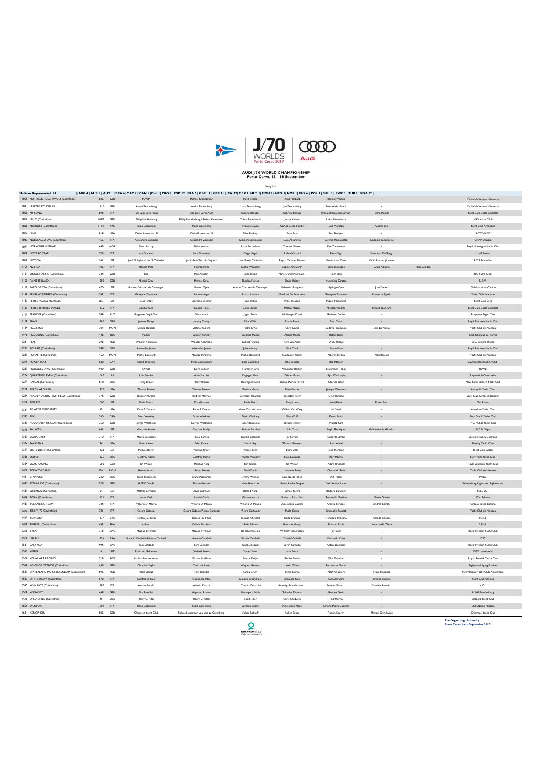# AUDI J/70 WORLD CHAMPIONSHIP
**Porto Cervo, 12 – 16 September**

Entry List

| Nations Represented: 24 | \| ARG 4 \| AUS 1 \| AUT 1 \| BRA 6\| CAY 1 \| CAN 1 \|CHI 1\| CRO 1\| ESP 12 \| FRA 6 \| GBR 11 \| GER 31 \| ITA 32\| MEX 1\| MLT 1\| MON 8 \| NED 5\| NOR 1\| RUS 6 \| POL 3 \| SUI 13 \| SWE 3 \| TUR 2 \| USA 12 \| | | | | | | | | | |
|---|---|---|---|---|---|---|---|---|---|---|
| 100 MURTFELDT S SCHWARZ (Corinthian) | 826 | GER | YCWM | Michael Kreutzmann | Ines Herbold | Knut Herbold | Henning Wehke | - | | Yachtclub Wismel-Möhnesee |
| 101 MURTFELDT SGRÜN | 1113 | GER | André Teutenberg | Andre Teutenberg | Lars Teutenberg | Jan Teutenberg | Sven Wehrsbrech | - | | Yachtclub Wismel-Möhnesee |
| 102 MY SONG | 893 | ITA | Pier Luigi Loro Piana | Pier Luigi Loro Piana | Giorgio Benussi | Gabriele Benussi | Ignacio Braquehais Sarrion | Elena Picotti | | Yacht Club Costa Smeralda |
| 103 MYLO (Corinthian) | 1092 | GER | Philip Mecklenburg | Philip Mecklenburg / Tobias Feuerherdt | Tobias Feuerherdt | Justus Kellner | Lukas Feuerherdt | - | | NRV Yacht Club |
| 104 NEGRONI (Corinthian) | 1191 | ARG | Paulo Cosentino | Paulo Cosentino | Nicolas Goulú | Carlos Jassan Hardie | Luis Monjeau | Aurelio Bini | | Yacht Club Argentino |
| 105 NINE | 819 | USA | Orvind Lorentzen III | Orvind Lorentzen III | Mike Buckley | Evan Arss | Sam Rodgers | - | | IHYC/NYYC |
| 106 NOBERASCO DAS (Corinthian) | 455 | ITA | Alessandro Zampori | Alessandro Zampori | Giovanni Sommariva | Luca Antonetto | Eugenio Ramassotto | Giacomo Sommariva | | CNAM Alassio |
| 107 NORWEGIAN STEAM | 645 | NOR | Eivind Astrup | Eivind Astrup | Lasse Berthelsen | Thomas Nilsson | Paal Tonnesson | - | | Royal Norwegian Yacht Club |
| 108 NOTARO TEAM | 725 | ITA | Luca Domenici | Luca Domenici | Diego Negri | Stefano Orlandi | Pietro Vigo | Francesco Di Giorgi | | L.N.I Anzio |
| 109 NOTIOA | 961 | ESP | José M.Seghers/Luis M.Cabiedes | José María Torcida Seghers | Luis Martín Cabiedes | Reyco Tabares Alvarez | Robin Imaz Creo | Pablo Rossano Jimenez | | RCM Santander |
| 110 NZINGA | 105 | ITA | Hannah Mills | Hannah Mills | Sophie Weguelin | Sophie Ainsworth | Berta Betanzos | Giulia Albasio | Josie Gliddon | - |
| 111 ONKEL HANNE (Corinthian) | 734 | GER | Bsc | Max Agustin | Julius Stiidl | Marc-Daniel Mühlmann | Tom Stryi | - | | BSC Yacht Club |
| 112 PAINT IT BLACK | 1250 | GER | Michael Grau | Michael Grau | Thaelen Florian | David Heitzig | Kümmling Carsten | - | | N.R.V. |
| 113 PAZO DE CEA (Corinthian) | 670 | ESP | Andres Gonzalez de Caminges | Ramón Ojea | Andres Gonzalez de Caminges | Eduardo Mosquera | Rydrigo Ojea | Juan Deben | | Club Maritimo Canido |
| 114 PENSAVO PEGGIO (Corinthian) | 263 | ITA | Giuseppe Zavanone | Andrea Magni | Marco Laurina | Manfredi De Francesco | Giuseppe Zavanone | Francesca Ajello | | Yacht Club Sanremo |
| 115 PETITE PALACE HOTELES | 666 | ESP | Jesus Pintos | Lourenzo Weiner | Jesus Pintos | Mikel Paraben | Miguel Fernandez | - | | Yacht Club Vigo |
| 116 PETITE TERRIBLE # AUDI | 1132 | ITA | Claudia Rossi | Claudia Rossi | Giulia Lanker | Matteo Mason | Michele Paoletti | Simone Spangaro | | Yacht Club Costa Smeralda |
| 117 PFÄNDER (Corinthian) | 749 | AUT | Bregenzer Segel Club | Diem Klaus | Jäger Martin | Horburger David | Grabher Denise | - | | Bregenzer Segel Club |
| 118 PHAN | 1203 | GBR | Jeremy Thorp | Jeremy Thorp | Elliot Willis | Martin Evans | Paul Chitas | - | | Royal Southern Yacht Club |
| 119 PICCININA | 707 | MON | Stefano Roberti | Stefano Roberti | Pietro ZIAN | Chris Grube | Ludovic Brioquire | Elia Di Mattio | | Yacht Club de Monaco |
| 120 PICCOLINA (Corinthian) | 443 | FRA | Vautier | Vautier Vianney | Veronica Mosca | Alessio Mosca | Robbie Remi | - | | Club Nautique de Pornic |
| 121 PLAJ | 293 | NED | Wouter Kollmann | Wouter Kollmann | Gilbert Figaroa | Rens van Arkel | Wich Hilleye | - | | WSV Almere Haven |
| 122 POLARIS (Corinthian) | 748 | GBR | Alexander Jones | Alexander Jones | Johann Napp | Nick Creak | Samuel May | - | | Royal Southern Yacht Club |
| 123 PONANTE (Corinthian) | 460 | MON | Michel Boussard | Maurice Peregrini | Michel Boussard | Guillaume Rebilly | Albaret Savona | Alex Bayeux | | Yacht Club de Monaco |
| 124 POWER PLAY | 580 | CAY | Cloud 10 racing | Peter Cunningham | Luca Calabrese | John Wallace | Ben Mercer | - | | Cayman Island Sailing Club |
| 125 PROCEDES DIVA (Corinthian) | 929 | GER | SKWB | Björn Beilken | Homeyer Jork | Alexander Beilken | Teichmann Tobias | - | | SKWB |
| 126 QUARTIER2ELEVEN (Corinthian) | 1045 | SUI | Alain Stettler | Alain Stettler | Zapagier Silvan | Zellner Bruno | Rytz Christoph | - | | Regattaclub Oberhofen |
| 127 RASCAL (Corinthian) | 818 | USA | Henry Brauer | Henry Brauer | Stuart Johnstone | Shawn Patrick Powell | Charles Eaton | - | | New York/ Eastern Yacht Club |
| 128 REACH AROUND | 1255 | USA | Thomas Bowen | Thomas Bowen | Martin Kullman | Dave Gerber | Jocelyn Wetmore | - | | Annapolis Yacht Club |
| 129 REALITY DISTROTION FIELD (Corinthian) | 773 | GER | Rüdiger Margale | Rüdiger Margale | Bechstein Johannes | Bechstein Peter | Ute Heinzen | - | | Segel Club Sorrpese Iserlohn |
| 130 REBUFF | 1000 | ESP | David Marco | David Marco | Emily Riera | Tony Lorca | Jordi Botlle | Daniel Saiz | | Gesi Roses |
| 131 RELATIVE OBSCURITY | 49 | USA | Peter S. Duncan | Peter S. Duncan | Victor Diaz de Leon | Willem Van Waay | Jud Smith | - | | American Yacht Club |
| 132 REX | 360 | CAN | Scott Weakley | Scott Weakley | David Weakley | Mike Wolfs | Devin Smith | - | | Port Credit Yacht Club |
| 133 ROSAROTER PINGUIN (Corinthian) | 750 | GER | Juergen Waldheim | Juergen Waldheim | Robert Buiszenius | Ulrich Henning | Moritz Kahl | - | | PYC-RCNB Yacht Club |
| 134 SAILWAY | 661 | ESP | Gonzalo Araújo | Gonzalo Araújo | Alberto Basadre | Sofia Torre | Sergio Rodriguez | Guilherme de Almeida | | R.C.N. Vigo |
| 135 SASHA GREY | 710 | ITA | Mauro Brescacin | Paolo Tomsic | Duccio Colombi | Jas Farneti | Carlotta Omari | - | | Società Nautica Grignano |
| 136 SAVASANA | 96 | USA | Brian Keane | Brian Keane | Stu McNay | Thomas Barrows | Ron Weed | - | | Beverly Yacht Club |
| 137 SELITE DEERN (Corinthian) | 1128 | SUI | Mathias Birrer | Mathias Birrer | Michael Fehr | Eliane Aebi | Lino Kerning | - | | Yacht Club Luzern |
| 138 SNITCH | 1227 | USA | Geoffrey Pierini | Geoffrey Pierini | Nathan Wilport | Luke Lawrence | Roy Marino | - | | New York Yacht Club |
| 139 SOAK RACING | 1050 | GBR | Ian Wilson | Marshall King | Ben Saxton | Ian Wilson | Adam Brushett | - | | Royal Southern Yacht Club |
| 140 SOPWITH CAMEL | 656 | MON | Hervé Massno | Massno Hervé | Bicoli Denis | Laubaney Steve | Chabanel Marie | - | | Yacht Club de Monaco |
| 141 STAMPEDE | 240 | USA | Bruno Pasquinelli | Bruno Pasquinelli | Jeremy Wilmot | Lorenzo de Felice | Will Felder | - | | FWBC |
| 142 STEINHUDE (Corinthian) | 925 | GER | H.PMC.GmbH | Florian Reichel | Niels Hentschel | Marius Muller Seegers | Dirk Andre Steuer | - | | Schaumburg Lippischer Seglerverein |
| 143 SUPERBUSI (Corinthian) | 24 | SUI | Mathias Bermejo | David Ettensen | Roland Kunz | Samuel Rigert | Barbara Buholzer | - | | YCL / SGT |
| 144 SWAY (Corinthian) | 1131 | ITA | Laurini Carlo | Laurini Carlo | Ginetto Iacco | Roberto Rizzardini | Tortarolo Martino | Marco Olinari | | C.V. Bellano |
| 145 TCL SAILING TEAM | 724 | ITA | Vittorio Di Mauro | Vittorio Di Mauro | Vittorio Di Mauro | Alessandro Castelli | Andrea Semadei | Andrea Bianchi | | Circolo Velico Bellano |
| 146 TINNY J70 (Corinthian) | 731 | ITA | Cesare Gabasio | Cesare Gabasio/Pietro Carbucci | Pietro Carbucci | Paolo Cassie | Emanuele Rossetti | - | | Yacht Club de Monaco |
| 147 TO NESSA | 1174 | BRA | Renato J.C. Faria | Renato J.C. Faria | Samuel Albrecht | Kadja Brandao | Henrique Pellicano | Alfredo Rovere | | I.C.R.J. |
| 148 TRISKELL (Corinthian) | 432 | FRA | Vaillant | Vaillant Elisabeth | Merle Fabrice | Garcia Anthony | Buisson Basile | Kobrzynski Claire | | S.N.M. |
| 149 TYRA | 713 | SWE | Magnus Tyreman | Magnus Tyreman | Bo Johansson | Wilhelm Johansson | Jay Lutz | - | | Royal Swedish Yacht Club |
| 150 URUBU | 1226 | BRA | Horacio Carabelli /Nicolas Carabelli | Horacio Carabelli | Nicolas Carabelli | Gabriel Crabelli | Fernando Viana | - | | ICSC |
| 151 VALKYRIA | 994 | SWE | Tom Löfstedt | Tom Löfstedt | Bengt Lillequist | Sören Karlsson | Anton Dahlberg | - | | Royal Swedish Yacht Club |
| 152 VESPER | 6 | NED | Mark van Gelderen | Diederik Forma | Sander Speet | Ivan Pauze | - | - | | WSV Loosdrecht |
| 153 VISUAL ART RACING | 716 | SWE | Mathias Hermansson | Michael Lindkvist | Pontus Meijer | Mathias Bredin | Olof Pettelten | - | | Royal Swedish Yacht Club |
| 154 VOICE OF ITZEHOE (Corinthian) | 655 | GER | Christian Soyka | Christian Soyka | Wagner, Hannes | Lewin Olivier | Burmester Moritz | - | | Seglervereinigung Itzehoe |
| 155 WATERLAND MONNIDENDAM (Corinthian) | 895 | NED | Fettje Osinga | Fiket Dijkstra | Sanne Crum | Fettje Osinga | Mitch Wouters | Nova Huppens | | International Yacht Club Amsterdam |
| 156 WHITE HAWK (Corinthian) | 572 | ITA | Gianfranco Noè | Gianfranco Noè | Giuliano Chiandrussi | Emanuele Noè | Samuele Semi | Simone Bussani | | Yacht Club Adriaco |
| 157 WHY NOT (Corinthian) | 1187 | ITA | Alessio Zucchi | Alessio Zucchi | Claudio Castoni | Amerigo Brandimarte | Simone Moretti | Gabriele Arnulfo | | Y.C.I. |
| 158 WIKIWIKY | 469 | GER | Elko Pawellek | Heymann Robert | Blumeyer Ulrich | Schaefer Thomas | Greiner David | - | | MSYB Brandenburg |
| 159 WILD CHILD (Corinthian) | 45 | USA | Henry C. Filter | Henry C. Filter | Todd Hiller | Chris Chadwick | Tod Murray | - | | Eastport Yacht Club |
| 160 WOLFOX | 1059 | ITA | Fabio Cosentino | Fabio Cosentino | Lorenzo Bodini | Alessandro Menè | Simone Maria Gabriele | - | | LNI Sezione Pescara |
| 161 XENOPHON | 805 | GER | Chiemsee Yacht Club | Tobias Hoermann von und zu Gutenberg | Volker Rohloff | Ulrich Bauer | Florian Sperer | Michael Grigolewski | | Chiemsee Yacht Club |

**The Organizing Authority**
**Porto Cervo, 14th September 2017**